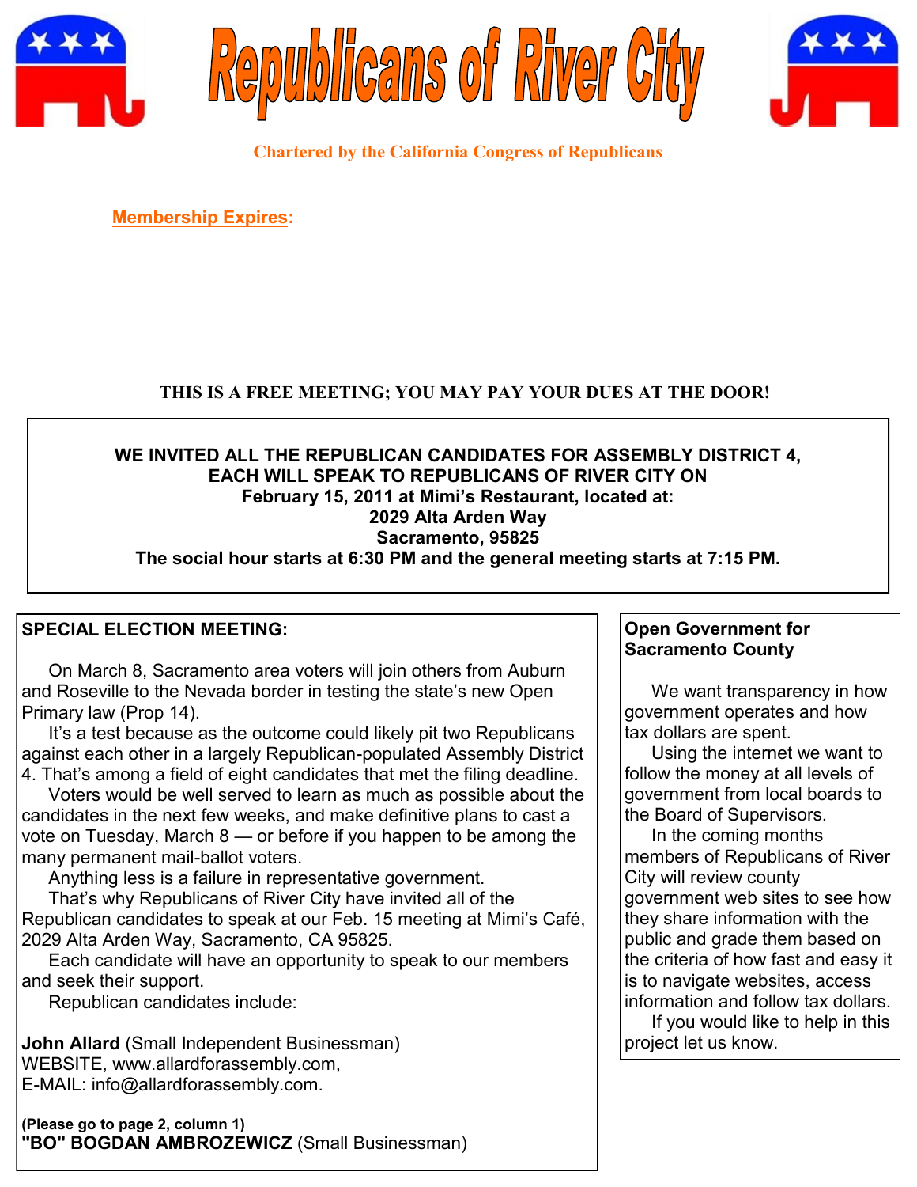# Republicans of River City

**Chartered by the California Congress of Republicans**

**Membership Expires:**

**THIS IS A FREE MEETING; YOU MAY PAY YOUR DUES AT THE DOOR!**

**WE INVITED ALL THE REPUBLICAN CANDIDATES FOR ASSEMBLY DISTRICT 4, EACH WILL SPEAK TO REPUBLICANS OF RIVER CITY ON February 15, 2011 at Mimi's Restaurant, located at:**
**2029 Alta Arden Way**
**Sacramento, 95825**
**The social hour starts at 6:30 PM and the general meeting starts at 7:15 PM.**

## SPECIAL ELECTION MEETING:

On March 8, Sacramento area voters will join others from Auburn and Roseville to the Nevada border in testing the state's new Open Primary law (Prop 14).

It's a test because as the outcome could likely pit two Republicans against each other in a largely Republican-populated Assembly District 4. That's among a field of eight candidates that met the filing deadline.

Voters would be well served to learn as much as possible about the candidates in the next few weeks, and make definitive plans to cast a vote on Tuesday, March 8 — or before if you happen to be among the many permanent mail-ballot voters.

Anything less is a failure in representative government.

That's why Republicans of River City have invited all of the Republican candidates to speak at our Feb. 15 meeting at Mimi's Café, 2029 Alta Arden Way, Sacramento, CA 95825.

Each candidate will have an opportunity to speak to our members and seek their support.

Republican candidates include:

**John Allard** (Small Independent Businessman)
WEBSITE, www.allardforassembly.com,
E-MAIL: info@allardforassembly.com.

**(Please go to page 2, column 1)**
**"BO" BOGDAN AMBROZEWICZ** (Small Businessman)

## Open Government for Sacramento County

We want transparency in how government operates and how tax dollars are spent.

Using the internet we want to follow the money at all levels of government from local boards to the Board of Supervisors.

In the coming months members of Republicans of River City will review county government web sites to see how they share information with the public and grade them based on the criteria of how fast and easy it is to navigate websites, access information and follow tax dollars.

If you would like to help in this project let us know.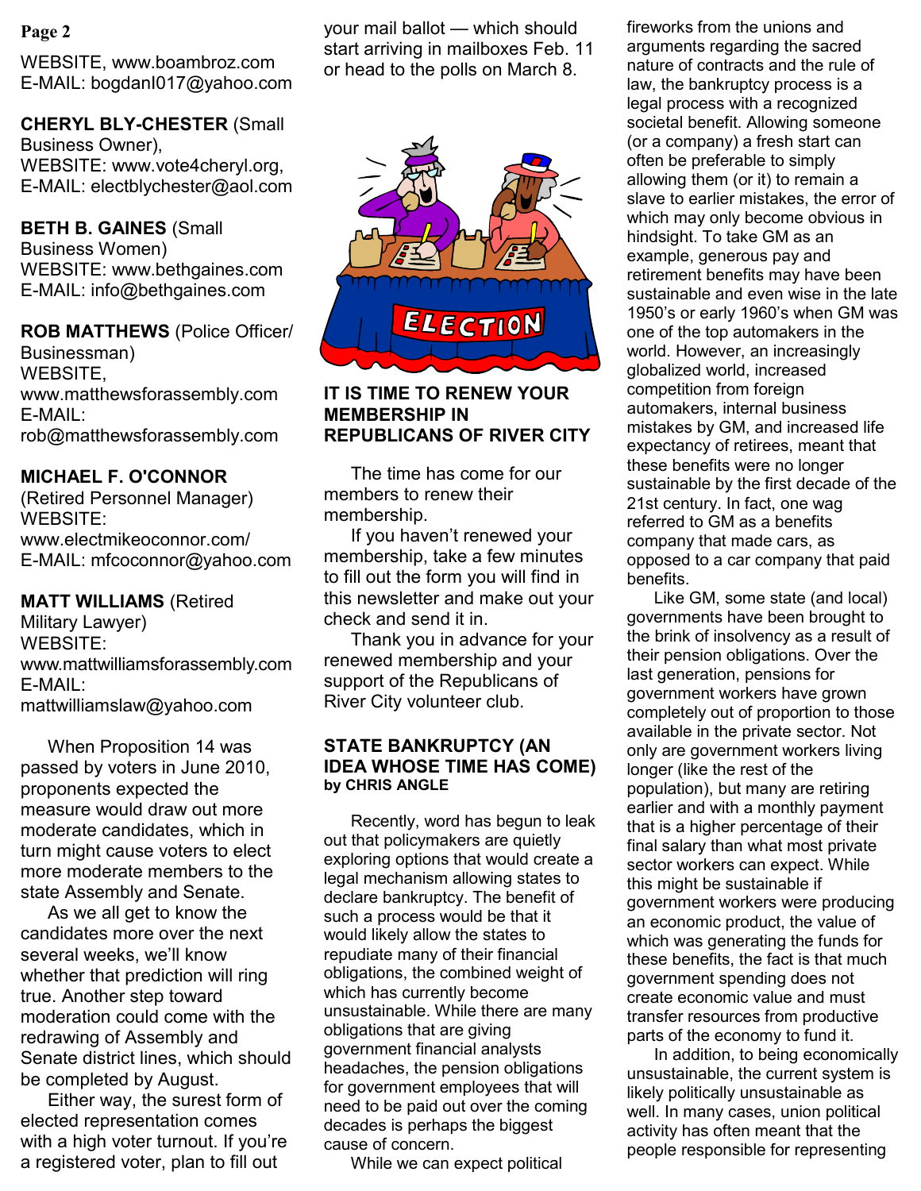WEBSITE, www.boambroz.com
E-MAIL: bogdanl017@yahoo.com

**CHERYL BLY-CHESTER** (Small Business Owner),
WEBSITE: www.vote4cheryl.org,
E-MAIL: electblychester@aol.com

**BETH B. GAINES** (Small Business Women)
WEBSITE: www.bethgaines.com
E-MAIL: info@bethgaines.com

**ROB MATTHEWS** (Police Officer/ Businessman)
WEBSITE, www.matthewsforassembly.com
E-MAIL: rob@matthewsforassembly.com

**MICHAEL F. O'CONNOR** (Retired Personnel Manager)
WEBSITE: www.electmikeoconnor.com/
E-MAIL: mfcoconnor@yahoo.com

**MATT WILLIAMS** (Retired Military Lawyer)
WEBSITE: www.mattwilliamsforassembly.com
E-MAIL: mattwilliamslaw@yahoo.com

When Proposition 14 was passed by voters in June 2010, proponents expected the measure would draw out more moderate candidates, which in turn might cause voters to elect more moderate members to the state Assembly and Senate.

As we all get to know the candidates more over the next several weeks, we'll know whether that prediction will ring true. Another step toward moderation could come with the redrawing of Assembly and Senate district lines, which should be completed by August.

Either way, the surest form of elected representation comes with a high voter turnout. If you're a registered voter, plan to fill out your mail ballot — which should start arriving in mailboxes Feb. 11 or head to the polls on March 8.

## IT IS TIME TO RENEW YOUR MEMBERSHIP IN REPUBLICANS OF RIVER CITY

The time has come for our members to renew their membership.

If you haven't renewed your membership, take a few minutes to fill out the form you will find in this newsletter and make out your check and send it in.

Thank you in advance for your renewed membership and your support of the Republicans of River City volunteer club.

## STATE BANKRUPTCY (AN IDEA WHOSE TIME HAS COME)

**by CHRIS ANGLE**

Recently, word has begun to leak out that policymakers are quietly exploring options that would create a legal mechanism allowing states to declare bankruptcy. The benefit of such a process would be that it would likely allow the states to repudiate many of their financial obligations, the combined weight of which has currently become unsustainable. While there are many obligations that are giving government financial analysts headaches, the pension obligations for government employees that will need to be paid out over the coming decades is perhaps the biggest cause of concern.

While we can expect political fireworks from the unions and arguments regarding the sacred nature of contracts and the rule of law, the bankruptcy process is a legal process with a recognized societal benefit. Allowing someone (or a company) a fresh start can often be preferable to simply allowing them (or it) to remain a slave to earlier mistakes, the error of which may only become obvious in hindsight. To take GM as an example, generous pay and retirement benefits may have been sustainable and even wise in the late 1950's or early 1960's when GM was one of the top automakers in the world. However, an increasingly globalized world, increased competition from foreign automakers, internal business mistakes by GM, and increased life expectancy of retirees, meant that these benefits were no longer sustainable by the first decade of the 21st century. In fact, one wag referred to GM as a benefits company that made cars, as opposed to a car company that paid benefits.

Like GM, some state (and local) governments have been brought to the brink of insolvency as a result of their pension obligations. Over the last generation, pensions for government workers have grown completely out of proportion to those available in the private sector. Not only are government workers living longer (like the rest of the population), but many are retiring earlier and with a monthly payment that is a higher percentage of their final salary than what most private sector workers can expect. While this might be sustainable if government workers were producing an economic product, the value of which was generating the funds for these benefits, the fact is that much government spending does not create economic value and must transfer resources from productive parts of the economy to fund it.

In addition, to being economically unsustainable, the current system is likely politically unsustainable as well. In many cases, union political activity has often meant that the people responsible for representing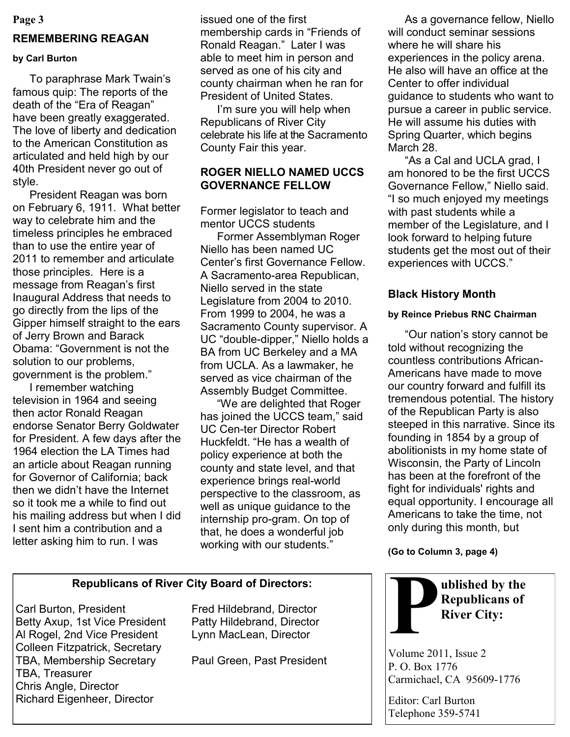## REMEMBERING REAGAN

**by Carl Burton**

To paraphrase Mark Twain's famous quip: The reports of the death of the "Era of Reagan" have been greatly exaggerated. The love of liberty and dedication to the American Constitution as articulated and held high by our 40th President never go out of style.

President Reagan was born on February 6, 1911. What better way to celebrate him and the timeless principles he embraced than to use the entire year of 2011 to remember and articulate those principles. Here is a message from Reagan's first Inaugural Address that needs to go directly from the lips of the Gipper himself straight to the ears of Jerry Brown and Barack Obama: "Government is not the solution to our problems, government is the problem."

I remember watching television in 1964 and seeing then actor Ronald Reagan endorse Senator Berry Goldwater for President. A few days after the 1964 election the LA Times had an article about Reagan running for Governor of California; back then we didn't have the Internet so it took me a while to find out his mailing address but when I did I sent him a contribution and a letter asking him to run. I was issued one of the first membership cards in "Friends of Ronald Reagan." Later I was able to meet him in person and served as one of his city and county chairman when he ran for President of United States.

I'm sure you will help when Republicans of River City celebrate his life at the Sacramento County Fair this year.

## ROGER NIELLO NAMED UCCS GOVERNANCE FELLOW

Former legislator to teach and mentor UCCS students

Former Assemblyman Roger Niello has been named UC Center's first Governance Fellow. A Sacramento-area Republican, Niello served in the state Legislature from 2004 to 2010. From 1999 to 2004, he was a Sacramento County supervisor. A UC "double-dipper," Niello holds a BA from UC Berkeley and a MA from UCLA. As a lawmaker, he served as vice chairman of the Assembly Budget Committee.

"We are delighted that Roger has joined the UCCS team," said UC Cen-ter Director Robert Huckfeldt. "He has a wealth of policy experience at both the county and state level, and that experience brings real-world perspective to the classroom, as well as unique guidance to the internship pro-gram. On top of that, he does a wonderful job working with our students."

As a governance fellow, Niello will conduct seminar sessions where he will share his experiences in the policy arena. He also will have an office at the Center to offer individual guidance to students who want to pursue a career in public service. He will assume his duties with Spring Quarter, which begins March 28.

"As a Cal and UCLA grad, I am honored to be the first UCCS Governance Fellow," Niello said. "I so much enjoyed my meetings with past students while a member of the Legislature, and I look forward to helping future students get the most out of their experiences with UCCS."

## Black History Month

**by Reince Priebus RNC Chairman**

"Our nation's story cannot be told without recognizing the countless contributions African-Americans have made to move our country forward and fulfill its tremendous potential. The history of the Republican Party is also steeped in this narrative. Since its founding in 1854 by a group of abolitionists in my home state of Wisconsin, the Party of Lincoln has been at the forefront of the fight for individuals' rights and equal opportunity. I encourage all Americans to take the time, not only during this month, but

**(Go to Column 3, page 4)**

---

**Republicans of River City Board of Directors:**

Carl Burton, President
Betty Axup, 1st Vice President
Al Rogel, 2nd Vice President
Colleen Fitzpatrick, Secretary
TBA, Membership Secretary
TBA, Treasurer
Chris Angle, Director
Richard Eigenheer, Director
Fred Hildebrand, Director
Patty Hildebrand, Director
Lynn MacLean, Director

Paul Green, Past President

---

**Published by the Republicans of River City:**

Volume 2011, Issue 2
P. O. Box 1776
Carmichael, CA 95609-1776

Editor: Carl Burton
Telephone 359-5741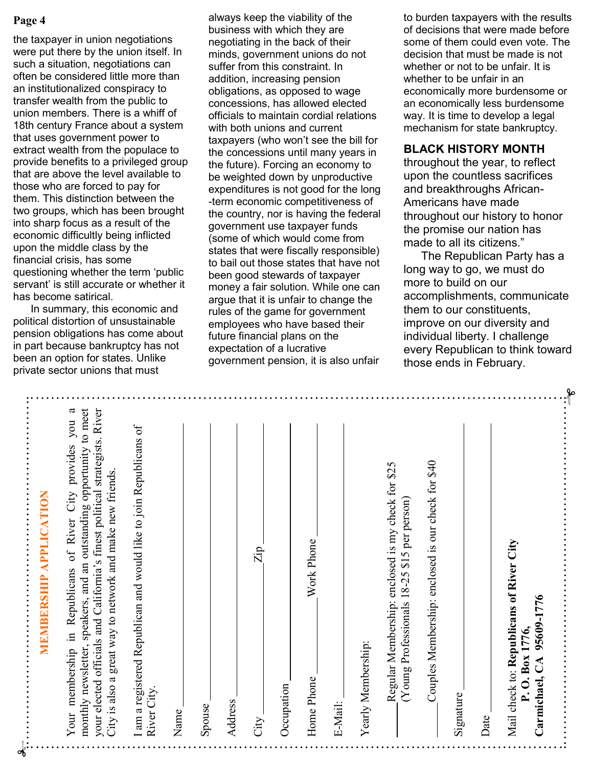the taxpayer in union negotiations were put there by the union itself. In such a situation, negotiations can often be considered little more than an institutionalized conspiracy to transfer wealth from the public to union members. There is a whiff of 18th century France about a system that uses government power to extract wealth from the populace to provide benefits to a privileged group that are above the level available to those who are forced to pay for them. This distinction between the two groups, which has been brought into sharp focus as a result of the economic difficultly being inflicted upon the middle class by the financial crisis, has some questioning whether the term 'public servant' is still accurate or whether it has become satirical.

In summary, this economic and political distortion of unsustainable pension obligations has come about in part because bankruptcy has not been an option for states. Unlike private sector unions that must always keep the viability of the business with which they are negotiating in the back of their minds, government unions do not suffer from this constraint. In addition, increasing pension obligations, as opposed to wage concessions, has allowed elected officials to maintain cordial relations with both unions and current taxpayers (who won't see the bill for the concessions until many years in the future). Forcing an economy to be weighted down by unproductive expenditures is not good for the long-term economic competitiveness of the country, nor is having the federal government use taxpayer funds (some of which would come from states that were fiscally responsible) to bail out those states that have not been good stewards of taxpayer money a fair solution. While one can argue that it is unfair to change the rules of the game for government employees who have based their future financial plans on the expectation of a lucrative government pension, it is also unfair to burden taxpayers with the results of decisions that were made before some of them could even vote. The decision that must be made is not whether or not to be unfair. It is whether to be unfair in an economically more burdensome or an economically less burdensome way. It is time to develop a legal mechanism for state bankruptcy.

**BLACK HISTORY MONTH** throughout the year, to reflect upon the countless sacrifices and breakthroughs African-Americans have made throughout our history to honor the promise our nation has made to all its citizens."

The Republican Party has a long way to go, we must do more to build on our accomplishments, communicate them to our constituents, improve on our diversity and individual liberty. I challenge every Republican to think toward those ends in February.

---

## MEMBERSHIP APPLICATION

Your membership in Republicans of River City provides you a monthly newsletter, speakers, and an outstanding opportunity to meet your elected officials and California's finest political strategists. River City is also a great way to network and make new friends.

I am a registered Republican and would like to join Republicans of River City.

Name \_\_\_\_\_\_\_\_\_\_\_\_\_\_\_\_\_\_\_\_

Spouse \_\_\_\_\_\_\_\_\_\_\_\_\_\_\_\_\_\_\_\_

Address \_\_\_\_\_\_\_\_\_\_\_\_\_\_\_\_\_\_\_\_

City \_\_\_\_\_\_\_\_\_\_ Zip \_\_\_\_\_\_\_\_\_\_

Occupation \_\_\_\_\_\_\_\_\_\_\_\_\_\_\_\_\_\_\_\_

Home Phone \_\_\_\_\_\_\_\_\_\_ Work Phone \_\_\_\_\_\_\_\_\_\_

E-Mail: \_\_\_\_\_\_\_\_\_\_\_\_\_\_\_\_\_\_\_\_

Yearly Membership:

\_\_\_\_ Regular Membership: enclosed is my check for $25 (Young Professionals 18-25 $15 per person)

\_\_\_\_ Couples Membership: enclosed is our check for $40

Signature \_\_\_\_\_\_\_\_\_\_\_\_\_\_\_\_\_\_\_\_

Date \_\_\_\_\_\_\_\_\_\_\_\_\_\_\_\_\_\_\_\_

Mail check to: **Republicans of River City**
**P. O. Box 1776,**
**Carmichael, CA 95609-1776**